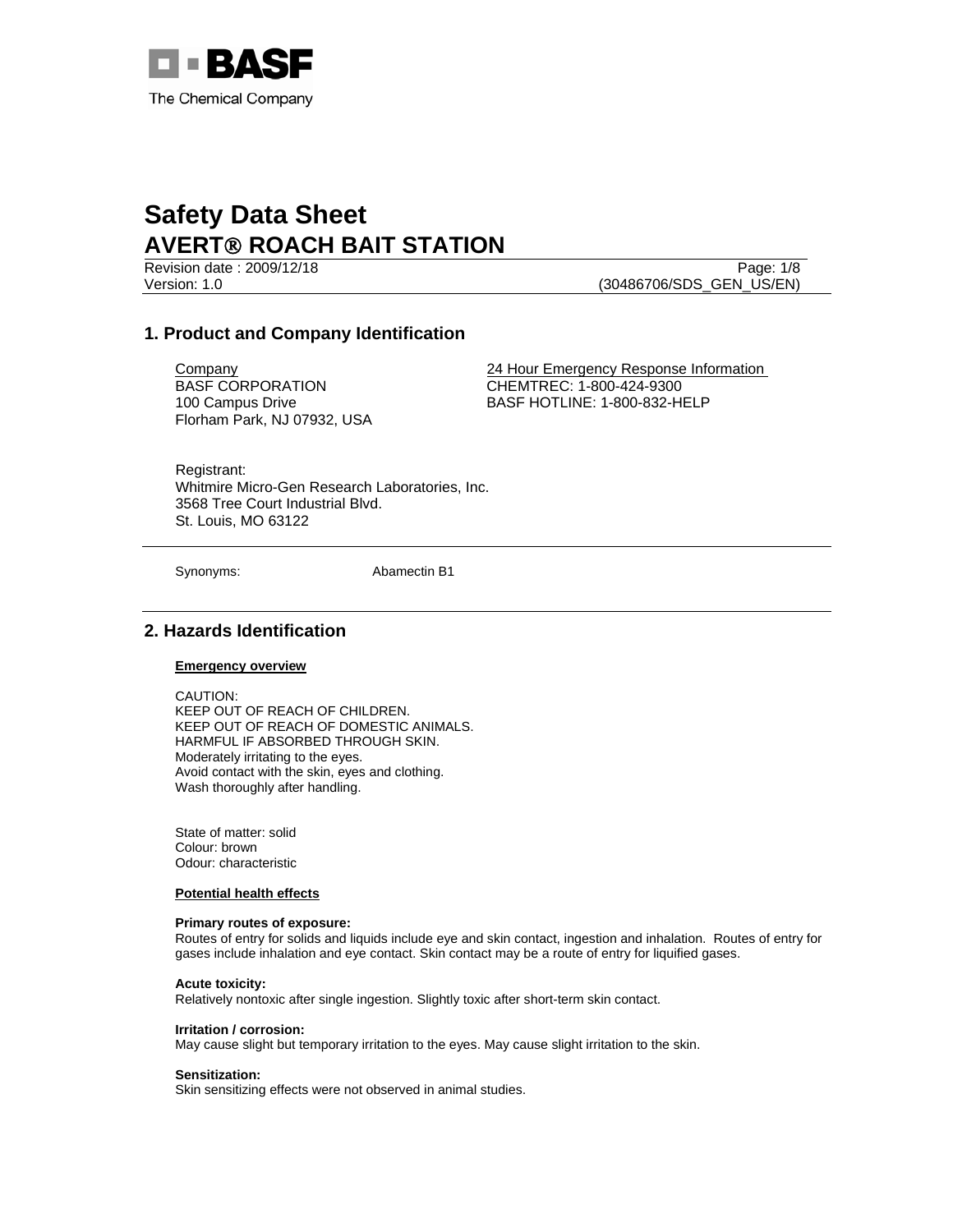BASF
The Chemical Company

# Safety Data Sheet
# AVERT® ROACH BAIT STATION

Revision date : 2009/12/18
Version: 1.0
(30486706/SDS_GEN_US/EN)

## 1. Product and Company Identification

Company
BASF CORPORATION
100 Campus Drive
Florham Park, NJ 07932, USA

24 Hour Emergency Response Information
CHEMTREC: 1-800-424-9300
BASF HOTLINE: 1-800-832-HELP

Registrant:
Whitmire Micro-Gen Research Laboratories, Inc.
3568 Tree Court Industrial Blvd.
St. Louis, MO 63122

Synonyms: Abamectin B1

## 2. Hazards Identification

**Emergency overview**

CAUTION:
KEEP OUT OF REACH OF CHILDREN.
KEEP OUT OF REACH OF DOMESTIC ANIMALS.
HARMFUL IF ABSORBED THROUGH SKIN.
Moderately irritating to the eyes.
Avoid contact with the skin, eyes and clothing.
Wash thoroughly after handling.

State of matter: solid
Colour: brown
Odour: characteristic

**Potential health effects**

**Primary routes of exposure:**
Routes of entry for solids and liquids include eye and skin contact, ingestion and inhalation. Routes of entry for gases include inhalation and eye contact. Skin contact may be a route of entry for liquified gases.

**Acute toxicity:**
Relatively nontoxic after single ingestion. Slightly toxic after short-term skin contact.

**Irritation / corrosion:**
May cause slight but temporary irritation to the eyes. May cause slight irritation to the skin.

**Sensitization:**
Skin sensitizing effects were not observed in animal studies.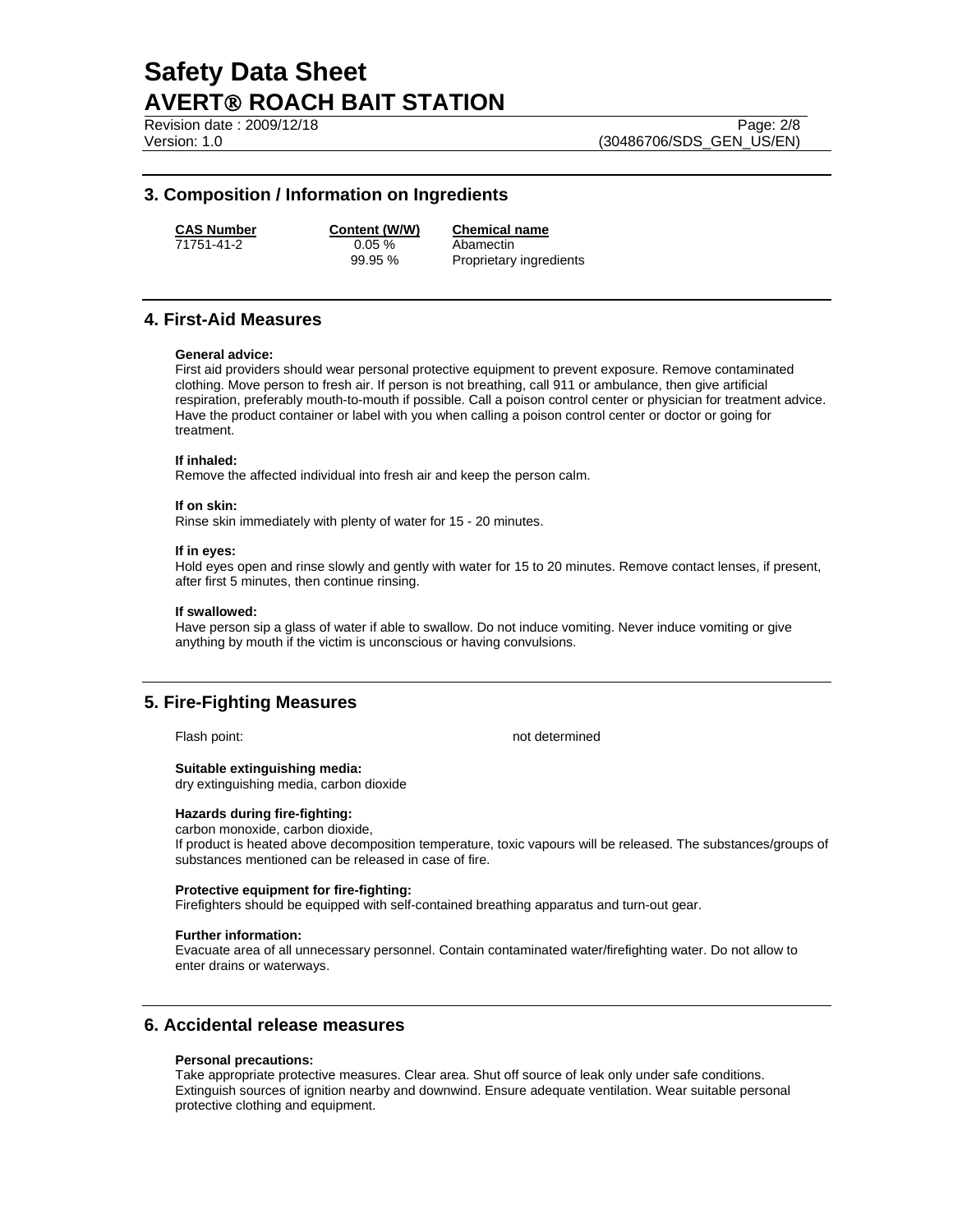## 3. Composition / Information on Ingredients

| CAS Number | Content (W/W) | Chemical name |
|---|---|---|
| 71751-41-2 | 0.05 % | Abamectin |
| | 99.95 % | Proprietary ingredients |

## 4. First-Aid Measures

**General advice:**
First aid providers should wear personal protective equipment to prevent exposure. Remove contaminated clothing. Move person to fresh air. If person is not breathing, call 911 or ambulance, then give artificial respiration, preferably mouth-to-mouth if possible. Call a poison control center or physician for treatment advice. Have the product container or label with you when calling a poison control center or doctor or going for treatment.

**If inhaled:**
Remove the affected individual into fresh air and keep the person calm.

**If on skin:**
Rinse skin immediately with plenty of water for 15 - 20 minutes.

**If in eyes:**
Hold eyes open and rinse slowly and gently with water for 15 to 20 minutes. Remove contact lenses, if present, after first 5 minutes, then continue rinsing.

**If swallowed:**
Have person sip a glass of water if able to swallow. Do not induce vomiting. Never induce vomiting or give anything by mouth if the victim is unconscious or having convulsions.

## 5. Fire-Fighting Measures

Flash point: not determined

**Suitable extinguishing media:**
dry extinguishing media, carbon dioxide

**Hazards during fire-fighting:**
carbon monoxide, carbon dioxide,
If product is heated above decomposition temperature, toxic vapours will be released. The substances/groups of substances mentioned can be released in case of fire.

**Protective equipment for fire-fighting:**
Firefighters should be equipped with self-contained breathing apparatus and turn-out gear.

**Further information:**
Evacuate area of all unnecessary personnel. Contain contaminated water/firefighting water. Do not allow to enter drains or waterways.

## 6. Accidental release measures

**Personal precautions:**
Take appropriate protective measures. Clear area. Shut off source of leak only under safe conditions. Extinguish sources of ignition nearby and downwind. Ensure adequate ventilation. Wear suitable personal protective clothing and equipment.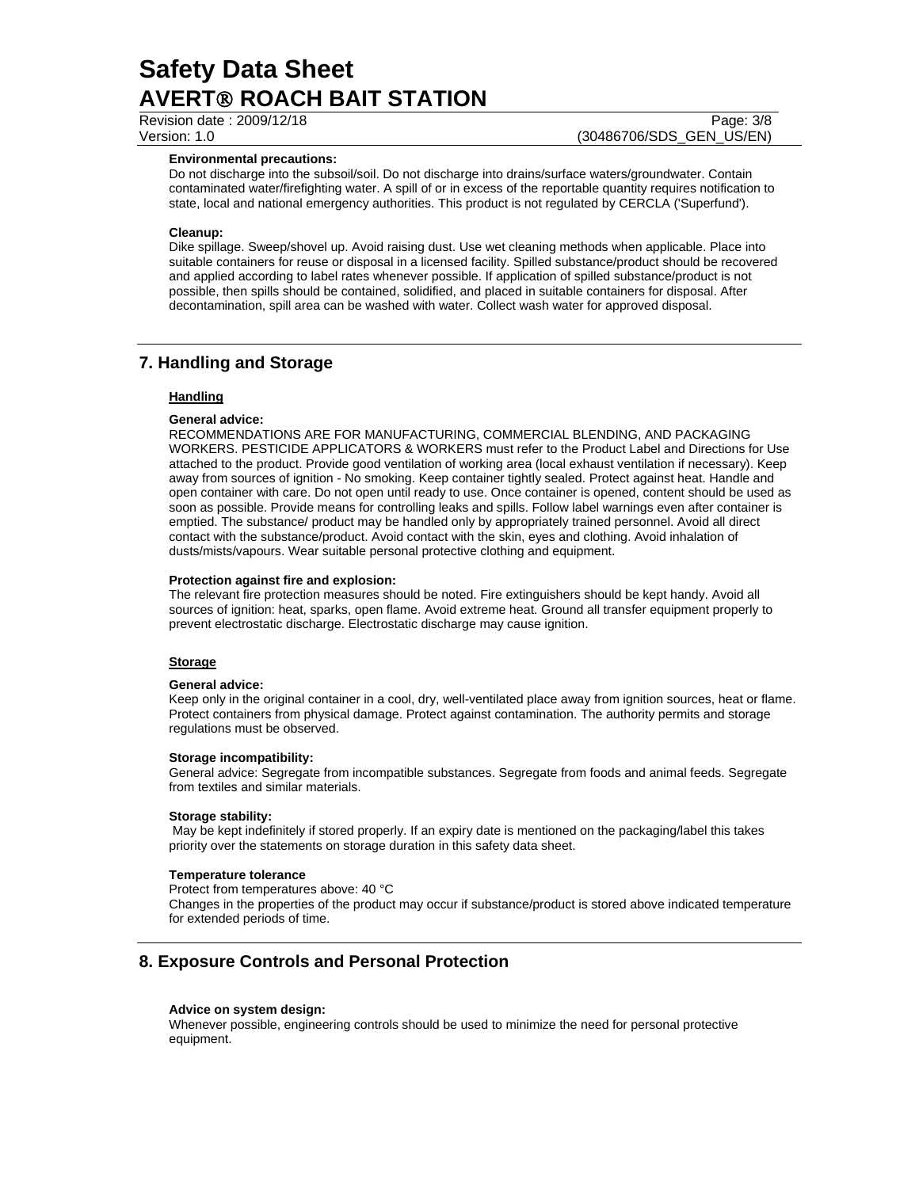**Environmental precautions:**

Do not discharge into the subsoil/soil. Do not discharge into drains/surface waters/groundwater. Contain contaminated water/firefighting water. A spill of or in excess of the reportable quantity requires notification to state, local and national emergency authorities. This product is not regulated by CERCLA ('Superfund').

**Cleanup:**

Dike spillage. Sweep/shovel up. Avoid raising dust. Use wet cleaning methods when applicable. Place into suitable containers for reuse or disposal in a licensed facility. Spilled substance/product should be recovered and applied according to label rates whenever possible. If application of spilled substance/product is not possible, then spills should be contained, solidified, and placed in suitable containers for disposal. After decontamination, spill area can be washed with water. Collect wash water for approved disposal.

## 7. Handling and Storage

**Handling**

**General advice:**

RECOMMENDATIONS ARE FOR MANUFACTURING, COMMERCIAL BLENDING, AND PACKAGING WORKERS. PESTICIDE APPLICATORS & WORKERS must refer to the Product Label and Directions for Use attached to the product. Provide good ventilation of working area (local exhaust ventilation if necessary). Keep away from sources of ignition - No smoking. Keep container tightly sealed. Protect against heat. Handle and open container with care. Do not open until ready to use. Once container is opened, content should be used as soon as possible. Provide means for controlling leaks and spills. Follow label warnings even after container is emptied. The substance/ product may be handled only by appropriately trained personnel. Avoid all direct contact with the substance/product. Avoid contact with the skin, eyes and clothing. Avoid inhalation of dusts/mists/vapours. Wear suitable personal protective clothing and equipment.

**Protection against fire and explosion:**

The relevant fire protection measures should be noted. Fire extinguishers should be kept handy. Avoid all sources of ignition: heat, sparks, open flame. Avoid extreme heat. Ground all transfer equipment properly to prevent electrostatic discharge. Electrostatic discharge may cause ignition.

**Storage**

**General advice:**

Keep only in the original container in a cool, dry, well-ventilated place away from ignition sources, heat or flame. Protect containers from physical damage. Protect against contamination. The authority permits and storage regulations must be observed.

**Storage incompatibility:**

General advice: Segregate from incompatible substances. Segregate from foods and animal feeds. Segregate from textiles and similar materials.

**Storage stability:**

May be kept indefinitely if stored properly. If an expiry date is mentioned on the packaging/label this takes priority over the statements on storage duration in this safety data sheet.

**Temperature tolerance**

Protect from temperatures above: 40 °C

Changes in the properties of the product may occur if substance/product is stored above indicated temperature for extended periods of time.

## 8. Exposure Controls and Personal Protection

**Advice on system design:**

Whenever possible, engineering controls should be used to minimize the need for personal protective equipment.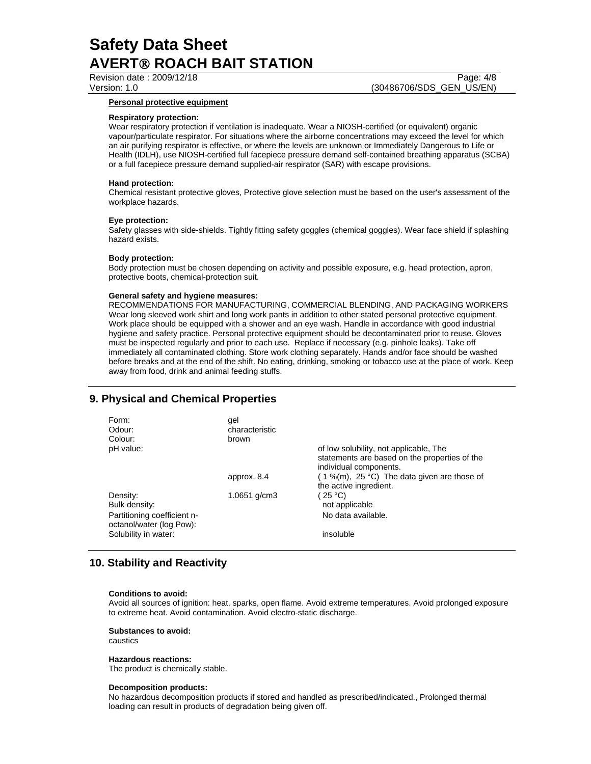#### Personal protective equipment

**Respiratory protection:**
Wear respiratory protection if ventilation is inadequate. Wear a NIOSH-certified (or equivalent) organic vapour/particulate respirator. For situations where the airborne concentrations may exceed the level for which an air purifying respirator is effective, or where the levels are unknown or Immediately Dangerous to Life or Health (IDLH), use NIOSH-certified full facepiece pressure demand self-contained breathing apparatus (SCBA) or a full facepiece pressure demand supplied-air respirator (SAR) with escape provisions.

**Hand protection:**
Chemical resistant protective gloves, Protective glove selection must be based on the user's assessment of the workplace hazards.

**Eye protection:**
Safety glasses with side-shields. Tightly fitting safety goggles (chemical goggles). Wear face shield if splashing hazard exists.

**Body protection:**
Body protection must be chosen depending on activity and possible exposure, e.g. head protection, apron, protective boots, chemical-protection suit.

**General safety and hygiene measures:**
RECOMMENDATIONS FOR MANUFACTURING, COMMERCIAL BLENDING, AND PACKAGING WORKERS
Wear long sleeved work shirt and long work pants in addition to other stated personal protective equipment. Work place should be equipped with a shower and an eye wash. Handle in accordance with good industrial hygiene and safety practice. Personal protective equipment should be decontaminated prior to reuse. Gloves must be inspected regularly and prior to each use. Replace if necessary (e.g. pinhole leaks). Take off immediately all contaminated clothing. Store work clothing separately. Hands and/or face should be washed before breaks and at the end of the shift. No eating, drinking, smoking or tobacco use at the place of work. Keep away from food, drink and animal feeding stuffs.

## 9. Physical and Chemical Properties

| | | |
|---|---|---|
| Form: | gel | |
| Odour: | characteristic | |
| Colour: | brown | |
| pH value: | | of low solubility, not applicable, The statements are based on the properties of the individual components. |
| | approx. 8.4 | ( 1 %(m), 25 °C) The data given are those of the active ingredient. |
| Density: | 1.0651 g/cm3 | ( 25 °C) |
| Bulk density: | | not applicable |
| Partitioning coefficient n-octanol/water (log Pow): | | No data available. |
| Solubility in water: | | insoluble |

## 10. Stability and Reactivity

**Conditions to avoid:**
Avoid all sources of ignition: heat, sparks, open flame. Avoid extreme temperatures. Avoid prolonged exposure to extreme heat. Avoid contamination. Avoid electro-static discharge.

**Substances to avoid:**
caustics

**Hazardous reactions:**
The product is chemically stable.

**Decomposition products:**
No hazardous decomposition products if stored and handled as prescribed/indicated., Prolonged thermal loading can result in products of degradation being given off.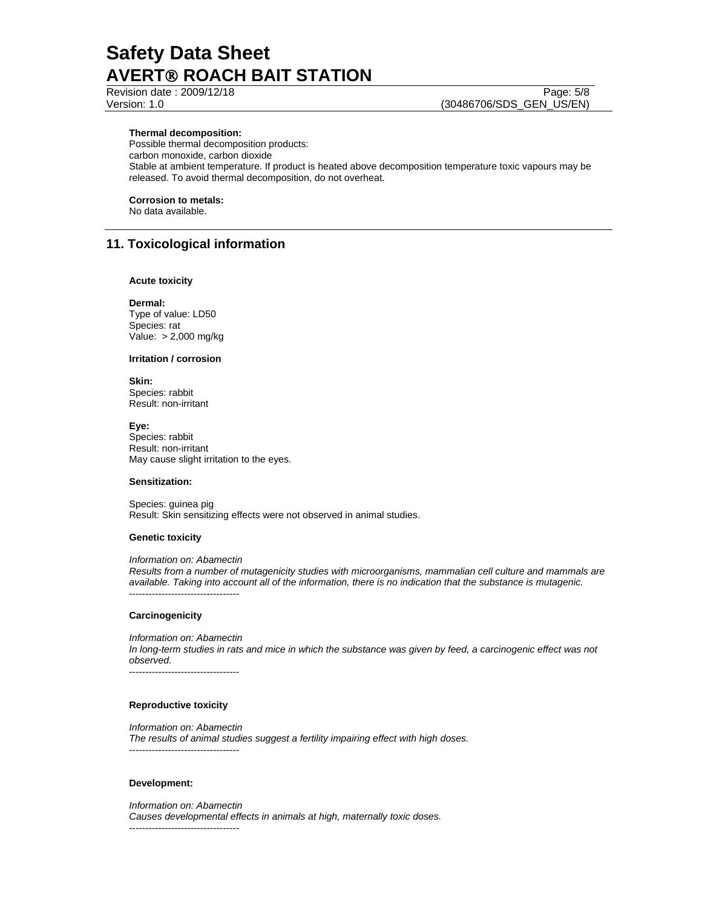**Thermal decomposition:**
Possible thermal decomposition products:
carbon monoxide, carbon dioxide
Stable at ambient temperature. If product is heated above decomposition temperature toxic vapours may be released. To avoid thermal decomposition, do not overheat.

**Corrosion to metals:**
No data available.

## 11. Toxicological information

**Acute toxicity**

**Dermal:**
Type of value: LD50
Species: rat
Value: > 2,000 mg/kg

**Irritation / corrosion**

**Skin:**
Species: rabbit
Result: non-irritant

**Eye:**
Species: rabbit
Result: non-irritant
May cause slight irritation to the eyes.

**Sensitization:**

Species: guinea pig
Result: Skin sensitizing effects were not observed in animal studies.

**Genetic toxicity**

*Information on: Abamectin*
*Results from a number of mutagenicity studies with microorganisms, mammalian cell culture and mammals are available. Taking into account all of the information, there is no indication that the substance is mutagenic.*
----------------------------------

**Carcinogenicity**

*Information on: Abamectin*
*In long-term studies in rats and mice in which the substance was given by feed, a carcinogenic effect was not observed.*
----------------------------------

**Reproductive toxicity**

*Information on: Abamectin*
*The results of animal studies suggest a fertility impairing effect with high doses.*
----------------------------------

**Development:**

*Information on: Abamectin*
*Causes developmental effects in animals at high, maternally toxic doses.*
----------------------------------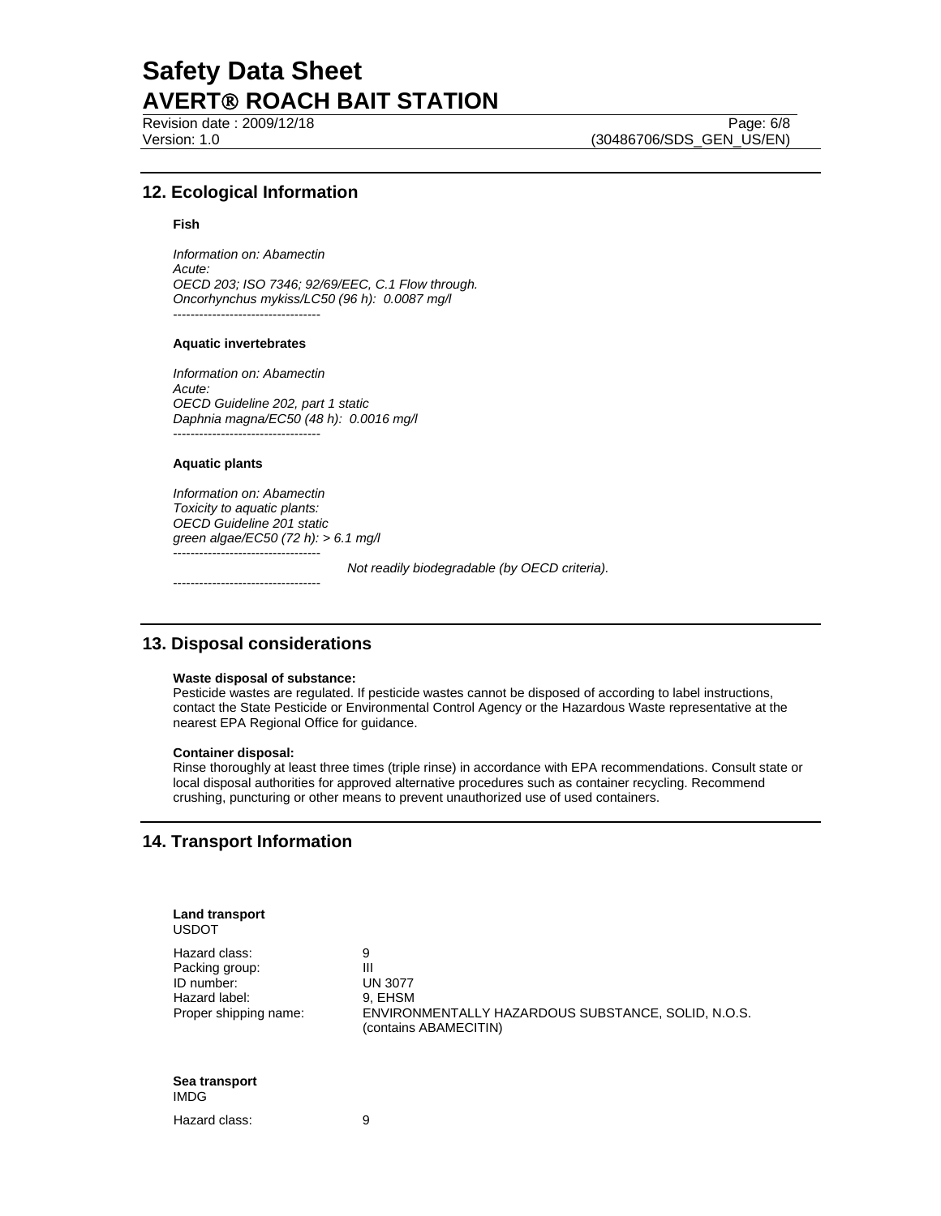## 12. Ecological Information

**Fish**

*Information on: Abamectin*
*Acute:*
*OECD 203; ISO 7346; 92/69/EEC, C.1 Flow through.*
*Oncorhynchus mykiss/LC50 (96 h): 0.0087 mg/l*

----------------------------------

**Aquatic invertebrates**

*Information on: Abamectin*
*Acute:*
*OECD Guideline 202, part 1 static*
*Daphnia magna/EC50 (48 h): 0.0016 mg/l*

----------------------------------

**Aquatic plants**

*Information on: Abamectin*
*Toxicity to aquatic plants:*
*OECD Guideline 201 static*
*green algae/EC50 (72 h): > 6.1 mg/l*

----------------------------------

*Not readily biodegradable (by OECD criteria).*

----------------------------------

## 13. Disposal considerations

**Waste disposal of substance:**
Pesticide wastes are regulated. If pesticide wastes cannot be disposed of according to label instructions, contact the State Pesticide or Environmental Control Agency or the Hazardous Waste representative at the nearest EPA Regional Office for guidance.

**Container disposal:**
Rinse thoroughly at least three times (triple rinse) in accordance with EPA recommendations. Consult state or local disposal authorities for approved alternative procedures such as container recycling. Recommend crushing, puncturing or other means to prevent unauthorized use of used containers.

## 14. Transport Information

**Land transport**
USDOT

| | |
|---|---|
| Hazard class: | 9 |
| Packing group: | III |
| ID number: | UN 3077 |
| Hazard label: | 9, EHSM |
| Proper shipping name: | ENVIRONMENTALLY HAZARDOUS SUBSTANCE, SOLID, N.O.S. (contains ABAMECITIN) |

**Sea transport**
IMDG

| | |
|---|---|
| Hazard class: | 9 |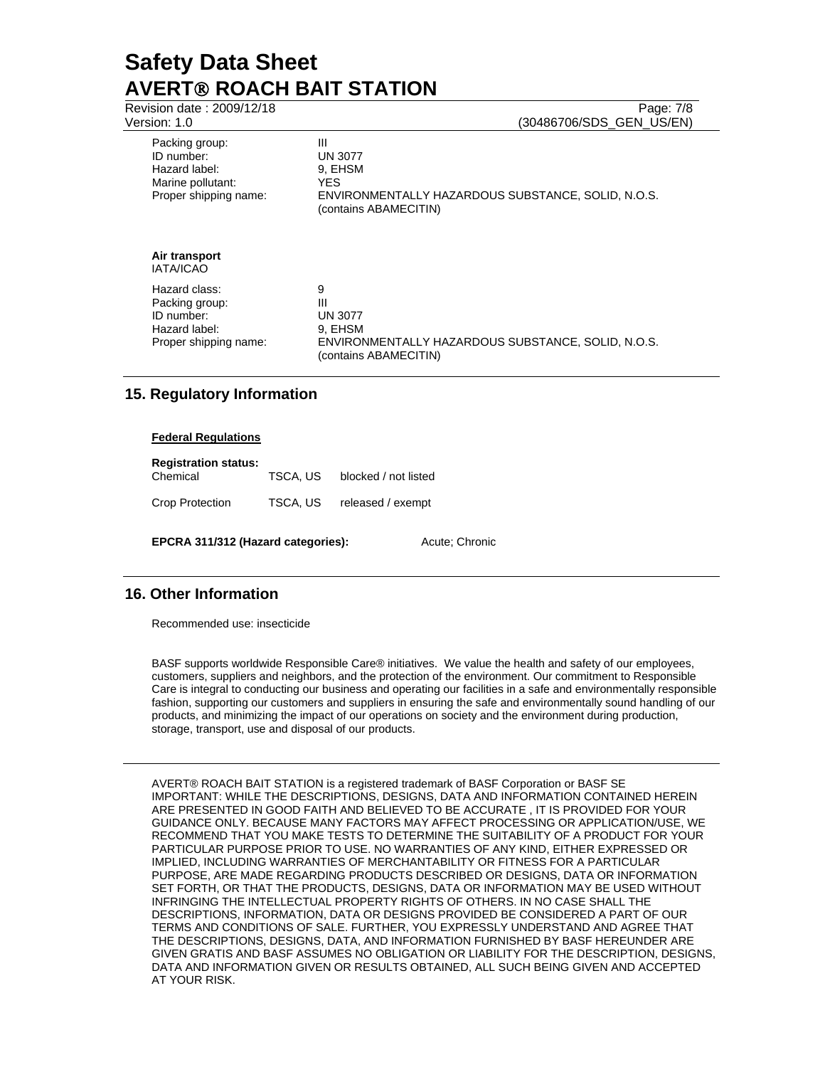| | |
|---|---|
| Packing group: | III |
| ID number: | UN 3077 |
| Hazard label: | 9, EHSM |
| Marine pollutant: | YES |
| Proper shipping name: | ENVIRONMENTALLY HAZARDOUS SUBSTANCE, SOLID, N.O.S. (contains ABAMECITIN) |

**Air transport**
IATA/ICAO

| | |
|---|---|
| Hazard class: | 9 |
| Packing group: | III |
| ID number: | UN 3077 |
| Hazard label: | 9, EHSM |
| Proper shipping name: | ENVIRONMENTALLY HAZARDOUS SUBSTANCE, SOLID, N.O.S. (contains ABAMECITIN) |

## 15. Regulatory Information

**Federal Regulations**

**Registration status:**

| | | |
|---|---|---|
| Chemical | TSCA, US | blocked / not listed |
| Crop Protection | TSCA, US | released / exempt |

**EPCRA 311/312 (Hazard categories):** Acute; Chronic

## 16. Other Information

Recommended use: insecticide

BASF supports worldwide Responsible Care® initiatives. We value the health and safety of our employees, customers, suppliers and neighbors, and the protection of the environment. Our commitment to Responsible Care is integral to conducting our business and operating our facilities in a safe and environmentally responsible fashion, supporting our customers and suppliers in ensuring the safe and environmentally sound handling of our products, and minimizing the impact of our operations on society and the environment during production, storage, transport, use and disposal of our products.

AVERT® ROACH BAIT STATION is a registered trademark of BASF Corporation or BASF SE
IMPORTANT: WHILE THE DESCRIPTIONS, DESIGNS, DATA AND INFORMATION CONTAINED HEREIN ARE PRESENTED IN GOOD FAITH AND BELIEVED TO BE ACCURATE , IT IS PROVIDED FOR YOUR GUIDANCE ONLY. BECAUSE MANY FACTORS MAY AFFECT PROCESSING OR APPLICATION/USE, WE RECOMMEND THAT YOU MAKE TESTS TO DETERMINE THE SUITABILITY OF A PRODUCT FOR YOUR PARTICULAR PURPOSE PRIOR TO USE. NO WARRANTIES OF ANY KIND, EITHER EXPRESSED OR IMPLIED, INCLUDING WARRANTIES OF MERCHANTABILITY OR FITNESS FOR A PARTICULAR PURPOSE, ARE MADE REGARDING PRODUCTS DESCRIBED OR DESIGNS, DATA OR INFORMATION SET FORTH, OR THAT THE PRODUCTS, DESIGNS, DATA OR INFORMATION MAY BE USED WITHOUT INFRINGING THE INTELLECTUAL PROPERTY RIGHTS OF OTHERS. IN NO CASE SHALL THE DESCRIPTIONS, INFORMATION, DATA OR DESIGNS PROVIDED BE CONSIDERED A PART OF OUR TERMS AND CONDITIONS OF SALE. FURTHER, YOU EXPRESSLY UNDERSTAND AND AGREE THAT THE DESCRIPTIONS, DESIGNS, DATA, AND INFORMATION FURNISHED BY BASF HEREUNDER ARE GIVEN GRATIS AND BASF ASSUMES NO OBLIGATION OR LIABILITY FOR THE DESCRIPTION, DESIGNS, DATA AND INFORMATION GIVEN OR RESULTS OBTAINED, ALL SUCH BEING GIVEN AND ACCEPTED AT YOUR RISK.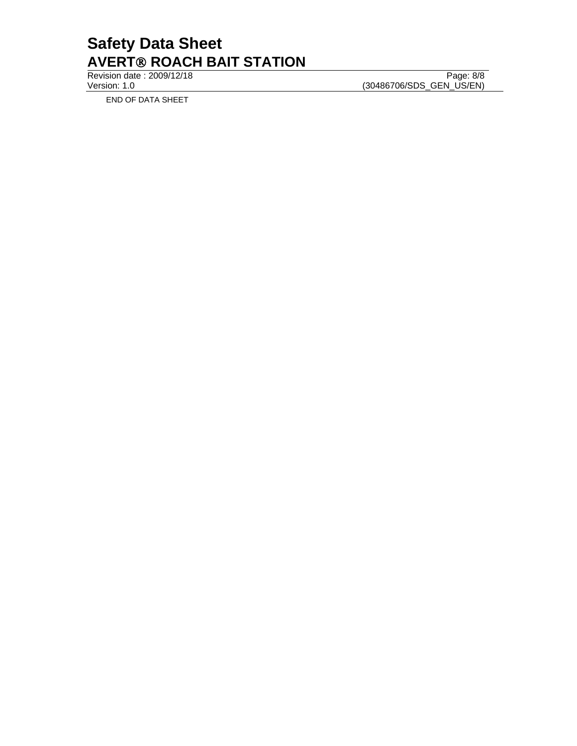END OF DATA SHEET